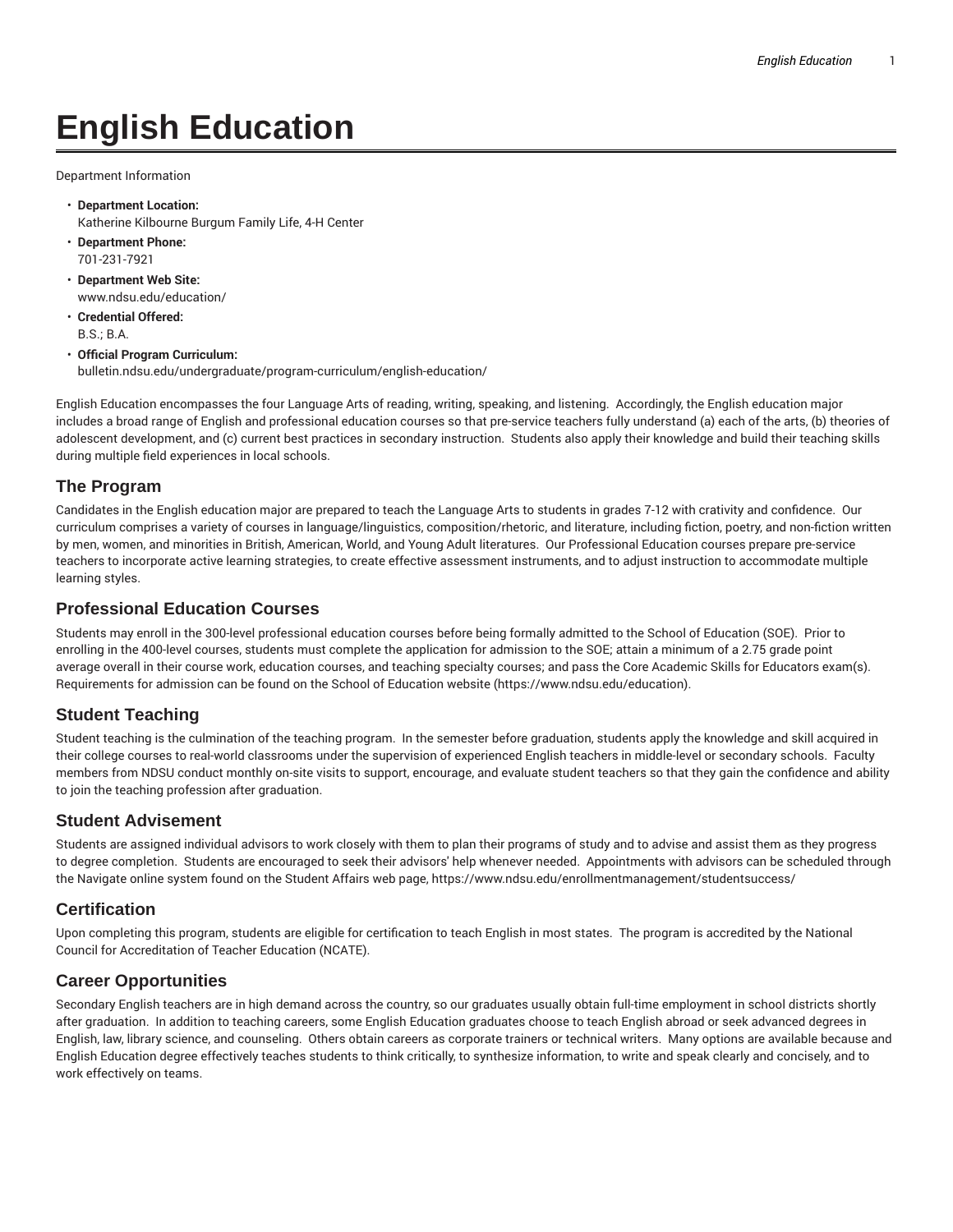# English Education

Department Information

- **Department Location:**
  Katherine Kilbourne Burgum Family Life, 4-H Center
- **Department Phone:**
  701-231-7921
- **Department Web Site:**
  www.ndsu.edu/education/
- **Credential Offered:**
  B.S.; B.A.
- **Official Program Curriculum:**
  bulletin.ndsu.edu/undergraduate/program-curriculum/english-education/

English Education encompasses the four Language Arts of reading, writing, speaking, and listening. Accordingly, the English education major includes a broad range of English and professional education courses so that pre-service teachers fully understand (a) each of the arts, (b) theories of adolescent development, and (c) current best practices in secondary instruction. Students also apply their knowledge and build their teaching skills during multiple field experiences in local schools.

## The Program

Candidates in the English education major are prepared to teach the Language Arts to students in grades 7-12 with crativity and confidence. Our curriculum comprises a variety of courses in language/linguistics, composition/rhetoric, and literature, including fiction, poetry, and non-fiction written by men, women, and minorities in British, American, World, and Young Adult literatures. Our Professional Education courses prepare pre-service teachers to incorporate active learning strategies, to create effective assessment instruments, and to adjust instruction to accommodate multiple learning styles.

## Professional Education Courses

Students may enroll in the 300-level professional education courses before being formally admitted to the School of Education (SOE). Prior to enrolling in the 400-level courses, students must complete the application for admission to the SOE; attain a minimum of a 2.75 grade point average overall in their course work, education courses, and teaching specialty courses; and pass the Core Academic Skills for Educators exam(s). Requirements for admission can be found on the School of Education website (https://www.ndsu.edu/education).

## Student Teaching

Student teaching is the culmination of the teaching program. In the semester before graduation, students apply the knowledge and skill acquired in their college courses to real-world classrooms under the supervision of experienced English teachers in middle-level or secondary schools. Faculty members from NDSU conduct monthly on-site visits to support, encourage, and evaluate student teachers so that they gain the confidence and ability to join the teaching profession after graduation.

## Student Advisement

Students are assigned individual advisors to work closely with them to plan their programs of study and to advise and assist them as they progress to degree completion. Students are encouraged to seek their advisors' help whenever needed. Appointments with advisors can be scheduled through the Navigate online system found on the Student Affairs web page, https://www.ndsu.edu/enrollmentmanagement/studentsuccess/

## Certification

Upon completing this program, students are eligible for certification to teach English in most states. The program is accredited by the National Council for Accreditation of Teacher Education (NCATE).

## Career Opportunities

Secondary English teachers are in high demand across the country, so our graduates usually obtain full-time employment in school districts shortly after graduation. In addition to teaching careers, some English Education graduates choose to teach English abroad or seek advanced degrees in English, law, library science, and counseling. Others obtain careers as corporate trainers or technical writers. Many options are available because and English Education degree effectively teaches students to think critically, to synthesize information, to write and speak clearly and concisely, and to work effectively on teams.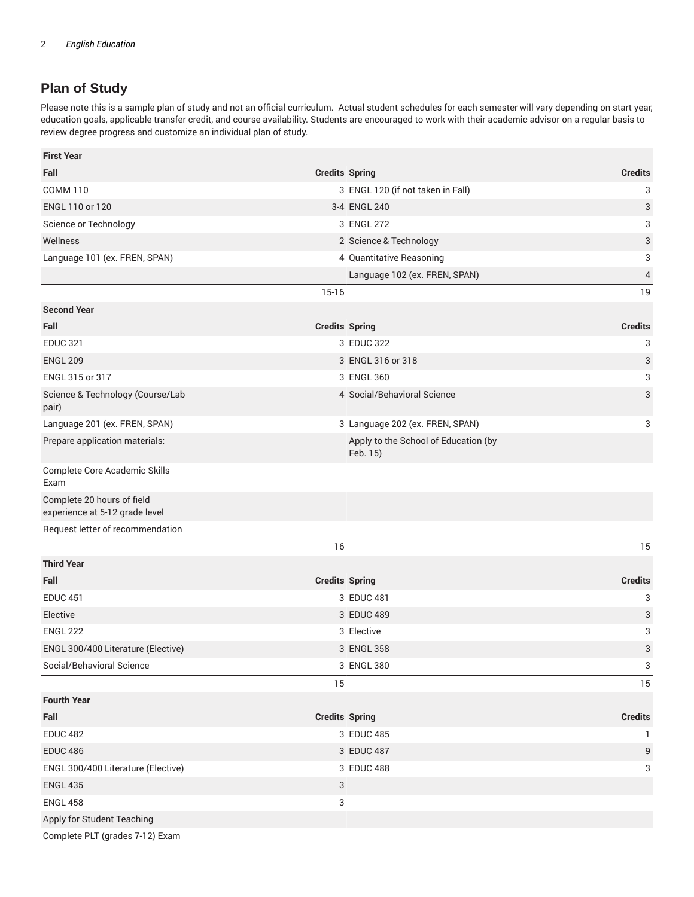## Plan of Study

Please note this is a sample plan of study and not an official curriculum. Actual student schedules for each semester will vary depending on start year, education goals, applicable transfer credit, and course availability. Students are encouraged to work with their academic advisor on a regular basis to review degree progress and customize an individual plan of study.

| First Year | | | |
|---|---|---|---|
| **Fall** | **Credits** | **Spring** | **Credits** |
| COMM 110 | 3 | ENGL 120 (if not taken in Fall) | 3 |
| ENGL 110 or 120 | 3-4 | ENGL 240 | 3 |
| Science or Technology | 3 | ENGL 272 | 3 |
| Wellness | 2 | Science & Technology | 3 |
| Language 101 (ex. FREN, SPAN) | 4 | Quantitative Reasoning | 3 |
| | | Language 102 (ex. FREN, SPAN) | 4 |
| | 15-16 | | 19 |
| **Second Year** | | | |
| **Fall** | **Credits** | **Spring** | **Credits** |
| EDUC 321 | 3 | EDUC 322 | 3 |
| ENGL 209 | 3 | ENGL 316 or 318 | 3 |
| ENGL 315 or 317 | 3 | ENGL 360 | 3 |
| Science & Technology (Course/Lab pair) | 4 | Social/Behavioral Science | 3 |
| Language 201 (ex. FREN, SPAN) | 3 | Language 202 (ex. FREN, SPAN) | 3 |
| Prepare application materials: | | Apply to the School of Education (by Feb. 15) | |
| Complete Core Academic Skills Exam | | | |
| Complete 20 hours of field experience at 5-12 grade level | | | |
| Request letter of recommendation | | | |
| | 16 | | 15 |
| **Third Year** | | | |
| **Fall** | **Credits** | **Spring** | **Credits** |
| EDUC 451 | 3 | EDUC 481 | 3 |
| Elective | 3 | EDUC 489 | 3 |
| ENGL 222 | 3 | Elective | 3 |
| ENGL 300/400 Literature (Elective) | 3 | ENGL 358 | 3 |
| Social/Behavioral Science | 3 | ENGL 380 | 3 |
| | 15 | | 15 |
| **Fourth Year** | | | |
| **Fall** | **Credits** | **Spring** | **Credits** |
| EDUC 482 | 3 | EDUC 485 | 1 |
| EDUC 486 | 3 | EDUC 487 | 9 |
| ENGL 300/400 Literature (Elective) | 3 | EDUC 488 | 3 |
| ENGL 435 | 3 | | |
| ENGL 458 | 3 | | |
| Apply for Student Teaching | | | |
| Complete PLT (grades 7-12) Exam | | | |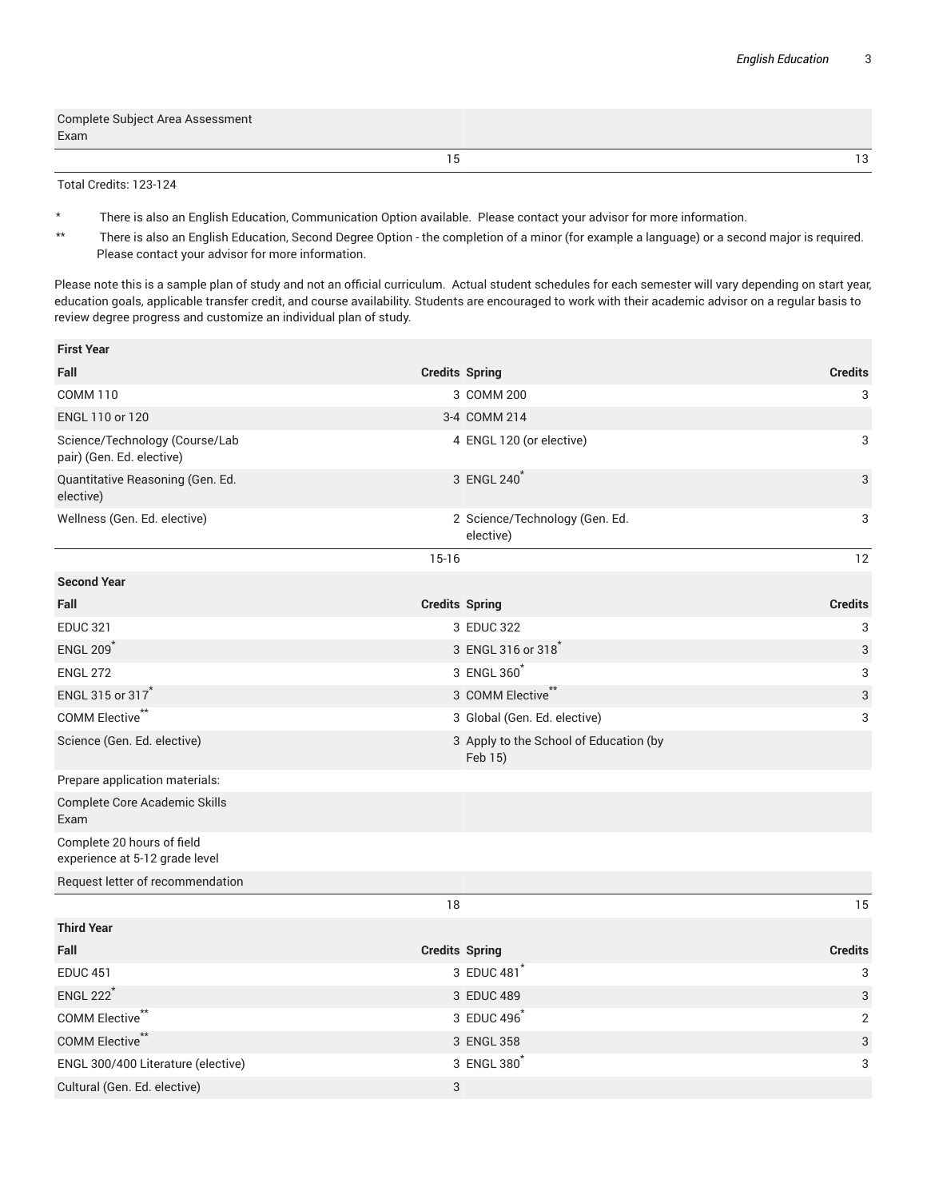| | | | |
|---|---|---|---|
| Complete Subject Area Assessment Exam | | | |
| | 15 | | 13 |
| Total Credits: 123-124 | | | |

\* There is also an English Education, Communication Option available. Please contact your advisor for more information.

\*\* There is also an English Education, Second Degree Option - the completion of a minor (for example a language) or a second major is required. Please contact your advisor for more information.

Please note this is a sample plan of study and not an official curriculum. Actual student schedules for each semester will vary depending on start year, education goals, applicable transfer credit, and course availability. Students are encouraged to work with their academic advisor on a regular basis to review degree progress and customize an individual plan of study.

| First Year | | | |
|---|---|---|---|
| **Fall** | **Credits** | **Spring** | **Credits** |
| COMM 110 | 3 | COMM 200 | 3 |
| ENGL 110 or 120 | 3-4 | COMM 214 | |
| Science/Technology (Course/Lab pair) (Gen. Ed. elective) | 4 | ENGL 120 (or elective) | 3 |
| Quantitative Reasoning (Gen. Ed. elective) | 3 | ENGL 240* | 3 |
| Wellness (Gen. Ed. elective) | 2 | Science/Technology (Gen. Ed. elective) | 3 |
| | 15-16 | | 12 |
| **Second Year** | | | |
| **Fall** | **Credits** | **Spring** | **Credits** |
| EDUC 321 | 3 | EDUC 322 | 3 |
| ENGL 209* | 3 | ENGL 316 or 318* | 3 |
| ENGL 272 | 3 | ENGL 360* | 3 |
| ENGL 315 or 317* | 3 | COMM Elective** | 3 |
| COMM Elective** | 3 | Global (Gen. Ed. elective) | 3 |
| Science (Gen. Ed. elective) | 3 | Apply to the School of Education (by Feb 15) | |
| Prepare application materials: | | | |
| Complete Core Academic Skills Exam | | | |
| Complete 20 hours of field experience at 5-12 grade level | | | |
| Request letter of recommendation | | | |
| | 18 | | 15 |
| **Third Year** | | | |
| **Fall** | **Credits** | **Spring** | **Credits** |
| EDUC 451 | 3 | EDUC 481* | 3 |
| ENGL 222* | 3 | EDUC 489 | 3 |
| COMM Elective** | 3 | EDUC 496* | 2 |
| COMM Elective** | 3 | ENGL 358 | 3 |
| ENGL 300/400 Literature (elective) | 3 | ENGL 380* | 3 |
| Cultural (Gen. Ed. elective) | 3 | | |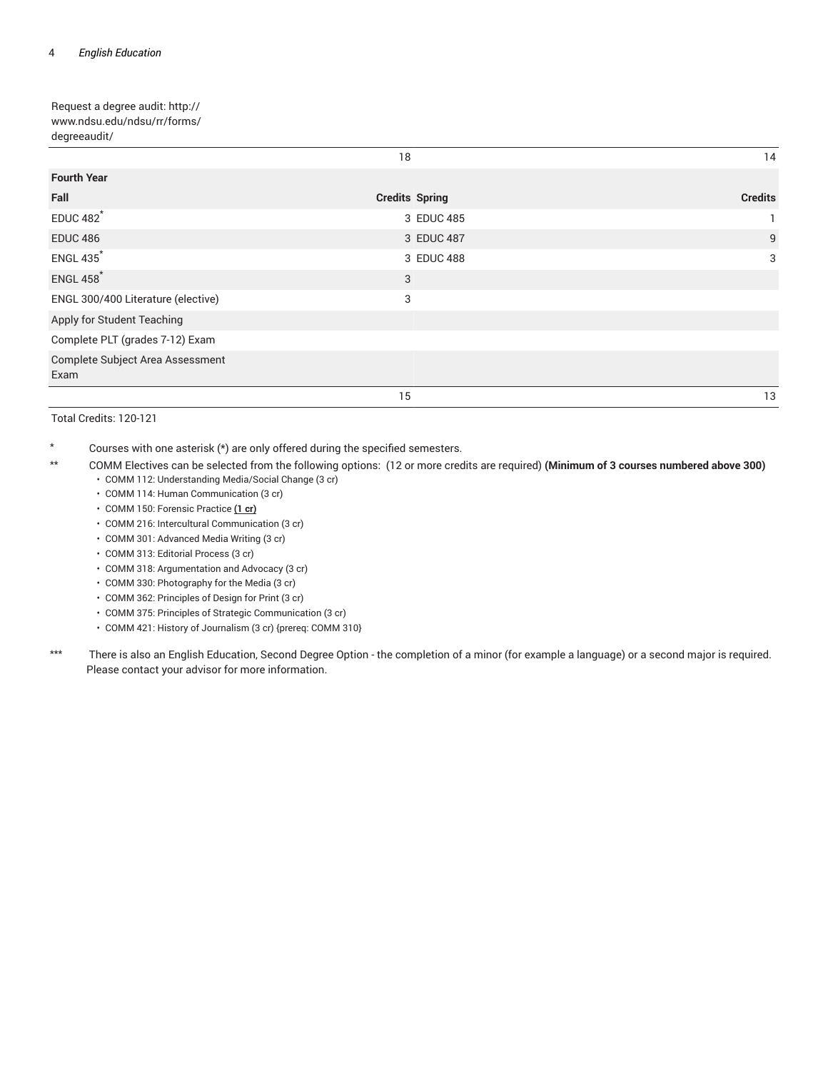Request a degree audit: http://www.ndsu.edu/ndsu/rr/forms/degreeaudit/

| | | | |
|---|---|---|---|
| | 18 | | 14 |
| **Fourth Year** | | | |
| **Fall** | **Credits** | **Spring** | **Credits** |
| EDUC 482* | 3 | EDUC 485 | 1 |
| EDUC 486 | 3 | EDUC 487 | 9 |
| ENGL 435* | 3 | EDUC 488 | 3 |
| ENGL 458* | 3 | | |
| ENGL 300/400 Literature (elective) | 3 | | |
| Apply for Student Teaching | | | |
| Complete PLT (grades 7-12) Exam | | | |
| Complete Subject Area Assessment Exam | | | |
| | 15 | | 13 |

Total Credits: 120-121

\* Courses with one asterisk (*) are only offered during the specified semesters.

** COMM Electives can be selected from the following options: (12 or more credits are required) **(Minimum of 3 courses numbered above 300)**

- COMM 112: Understanding Media/Social Change (3 cr)
- COMM 114: Human Communication (3 cr)
- COMM 150: Forensic Practice **(1 cr)**
- COMM 216: Intercultural Communication (3 cr)
- COMM 301: Advanced Media Writing (3 cr)
- COMM 313: Editorial Process (3 cr)
- COMM 318: Argumentation and Advocacy (3 cr)
- COMM 330: Photography for the Media (3 cr)
- COMM 362: Principles of Design for Print (3 cr)
- COMM 375: Principles of Strategic Communication (3 cr)
- COMM 421: History of Journalism (3 cr) {prereq: COMM 310}

*** There is also an English Education, Second Degree Option - the completion of a minor (for example a language) or a second major is required. Please contact your advisor for more information.